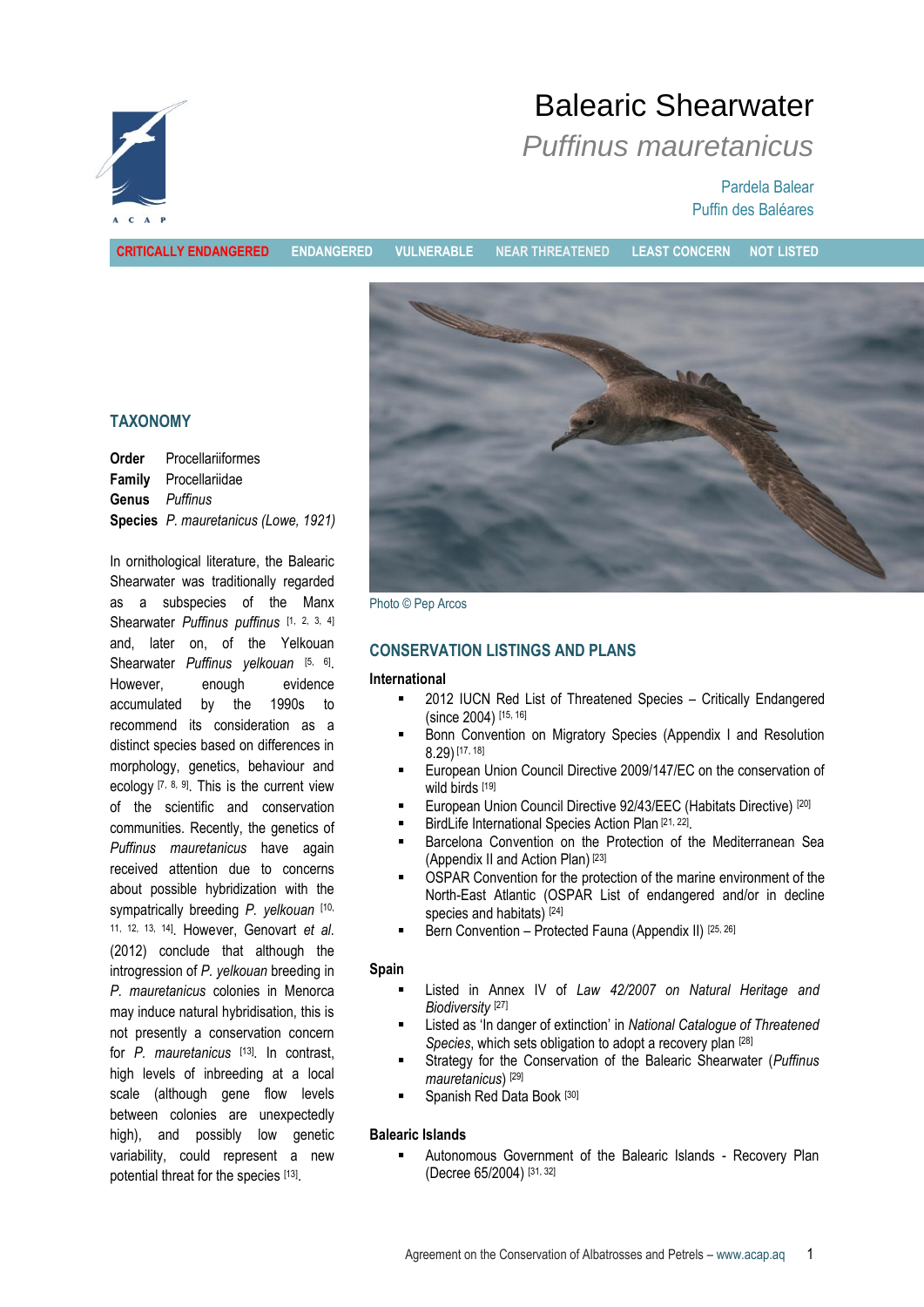# Balearic Shearwater

## *Puffinus mauretanicus*

Pardela Balear
Puffin des Baléares

**CRITICALLY ENDANGERED** | ENDANGERED | VULNERABLE | NEAR THREATENED | LEAST CONCERN | NOT LISTED

Photo © Pep Arcos

## TAXONOMY

**Order** Procellariiformes
**Family** Procellariidae
**Genus** *Puffinus*
**Species** *P. mauretanicus (Lowe, 1921)*

In ornithological literature, the Balearic Shearwater was traditionally regarded as a subspecies of the Manx Shearwater *Puffinus puffinus* [1, 2, 3, 4] and, later on, of the Yelkouan Shearwater *Puffinus yelkouan* [5, 6]. However, enough evidence accumulated by the 1990s to recommend its consideration as a distinct species based on differences in morphology, genetics, behaviour and ecology [7, 8, 9]. This is the current view of the scientific and conservation communities. Recently, the genetics of *Puffinus mauretanicus* have again received attention due to concerns about possible hybridization with the sympatrically breeding *P. yelkouan* [10, 11, 12, 13, 14]. However, Genovart *et al.* (2012) conclude that although the introgression of *P. yelkouan* breeding in *P. mauretanicus* colonies in Menorca may induce natural hybridisation, this is not presently a conservation concern for *P. mauretanicus* [13]. In contrast, high levels of inbreeding at a local scale (although gene flow levels between colonies are unexpectedly high), and possibly low genetic variability, could represent a new potential threat for the species [13].

## CONSERVATION LISTINGS AND PLANS

### International

- 2012 IUCN Red List of Threatened Species – Critically Endangered (since 2004) [15, 16]
- Bonn Convention on Migratory Species (Appendix I and Resolution 8.29) [17, 18]
- European Union Council Directive 2009/147/EC on the conservation of wild birds [19]
- European Union Council Directive 92/43/EEC (Habitats Directive) [20]
- BirdLife International Species Action Plan [21, 22].
- Barcelona Convention on the Protection of the Mediterranean Sea (Appendix II and Action Plan) [23]
- OSPAR Convention for the protection of the marine environment of the North-East Atlantic (OSPAR List of endangered and/or in decline species and habitats) [24]
- Bern Convention – Protected Fauna (Appendix II) [25, 26]

### Spain

- Listed in Annex IV of *Law 42/2007 on Natural Heritage and Biodiversity* [27]
- Listed as 'In danger of extinction' in *National Catalogue of Threatened Species*, which sets obligation to adopt a recovery plan [28]
- Strategy for the Conservation of the Balearic Shearwater (*Puffinus mauretanicus*) [29]
- Spanish Red Data Book [30]

### Balearic Islands

- Autonomous Government of the Balearic Islands - Recovery Plan (Decree 65/2004) [31, 32]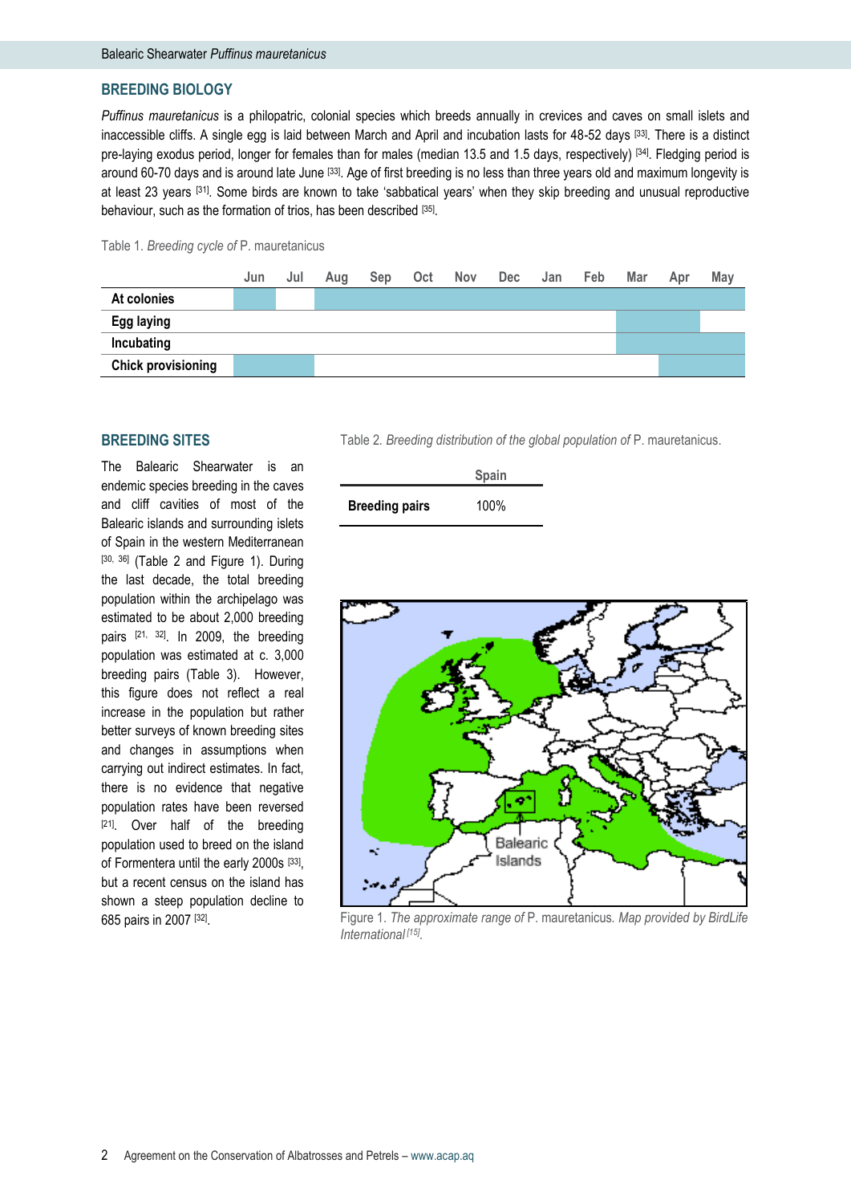## BREEDING BIOLOGY

*Puffinus mauretanicus* is a philopatric, colonial species which breeds annually in crevices and caves on small islets and inaccessible cliffs. A single egg is laid between March and April and incubation lasts for 48-52 days [33]. There is a distinct pre-laying exodus period, longer for females than for males (median 13.5 and 1.5 days, respectively) [34]. Fledging period is around 60-70 days and is around late June [33]. Age of first breeding is no less than three years old and maximum longevity is at least 23 years [31]. Some birds are known to take 'sabbatical years' when they skip breeding and unusual reproductive behaviour, such as the formation of trios, has been described [35].

Table 1. *Breeding cycle of* P. mauretanicus

| | Jun | Jul | Aug | Sep | Oct | Nov | Dec | Jan | Feb | Mar | Apr | May |
|---|---|---|---|---|---|---|---|---|---|---|---|---|
| **At colonies** | X | | X | X | X | X | X | X | X | X | X | X |
| **Egg laying** | | | | | | | | | | X | X | |
| **Incubating** | | | | | | | | | | X | X | X |
| **Chick provisioning** | X | X | | | | | | | | | X | X |

## BREEDING SITES

The Balearic Shearwater is an endemic species breeding in the caves and cliff cavities of most of the Balearic islands and surrounding islets of Spain in the western Mediterranean [30, 36] (Table 2 and Figure 1). During the last decade, the total breeding population within the archipelago was estimated to be about 2,000 breeding pairs [21, 32]. In 2009, the breeding population was estimated at c. 3,000 breeding pairs (Table 3). However, this figure does not reflect a real increase in the population but rather better surveys of known breeding sites and changes in assumptions when carrying out indirect estimates. In fact, there is no evidence that negative population rates have been reversed [21]. Over half of the breeding population used to breed on the island of Formentera until the early 2000s [33], but a recent census on the island has shown a steep population decline to 685 pairs in 2007 [32].

Table 2. *Breeding distribution of the global population of* P. mauretanicus.

| | Spain |
|---|---|
| **Breeding pairs** | 100% |

Figure 1. *The approximate range of* P. mauretanicus. *Map provided by BirdLife International* [15].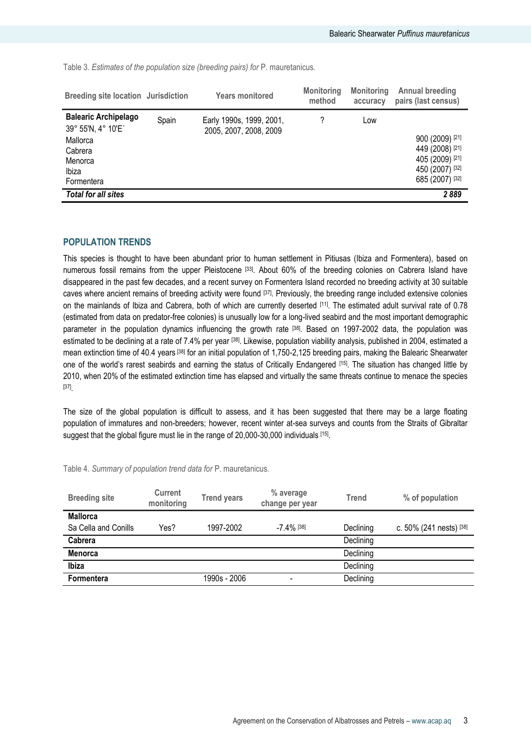Table 3. *Estimates of the population size (breeding pairs) for* P. mauretanicus.

| Breeding site location | Jurisdiction | Years monitored | Monitoring method | Monitoring accuracy | Annual breeding pairs (last census) |
|---|---|---|---|---|---|
| **Balearic Archipelago** 39° 55'N, 4° 10'E´ | Spain | Early 1990s, 1999, 2001, 2005, 2007, 2008, 2009 | ? | Low | |
| Mallorca | | | | | 900 (2009) [21] |
| Cabrera | | | | | 449 (2008) [21] |
| Menorca | | | | | 405 (2009) [21] |
| Ibiza | | | | | 450 (2007) [32] |
| Formentera | | | | | 685 (2007) [32] |
| ***Total for all sites*** | | | | | ***2 889*** |

## POPULATION TRENDS

This species is thought to have been abundant prior to human settlement in Pitiusas (Ibiza and Formentera), based on numerous fossil remains from the upper Pleistocene [33]. About 60% of the breeding colonies on Cabrera Island have disappeared in the past few decades, and a recent survey on Formentera Island recorded no breeding activity at 30 suitable caves where ancient remains of breeding activity were found [37]. Previously, the breeding range included extensive colonies on the mainlands of Ibiza and Cabrera, both of which are currently deserted [11]. The estimated adult survival rate of 0.78 (estimated from data on predator-free colonies) is unusually low for a long-lived seabird and the most important demographic parameter in the population dynamics influencing the growth rate [38]. Based on 1997-2002 data, the population was estimated to be declining at a rate of 7.4% per year [38]. Likewise, population viability analysis, published in 2004, estimated a mean extinction time of 40.4 years [38] for an initial population of 1,750-2,125 breeding pairs, making the Balearic Shearwater one of the world's rarest seabirds and earning the status of Critically Endangered [15]. The situation has changed little by 2010, when 20% of the estimated extinction time has elapsed and virtually the same threats continue to menace the species [37].

The size of the global population is difficult to assess, and it has been suggested that there may be a large floating population of immatures and non-breeders; however, recent winter at-sea surveys and counts from the Straits of Gibraltar suggest that the global figure must lie in the range of 20,000-30,000 individuals [15].

Table 4. *Summary of population trend data for* P. mauretanicus.

| Breeding site | Current monitoring | Trend years | % average change per year | Trend | % of population |
|---|---|---|---|---|---|
| **Mallorca** | | | | | |
| Sa Cella and Conills | Yes? | 1997-2002 | -7.4% [38] | Declining | c. 50% (241 nests) [38] |
| **Cabrera** | | | | Declining | |
| **Menorca** | | | | Declining | |
| **Ibiza** | | | | Declining | |
| **Formentera** | | 1990s - 2006 | - | Declining | |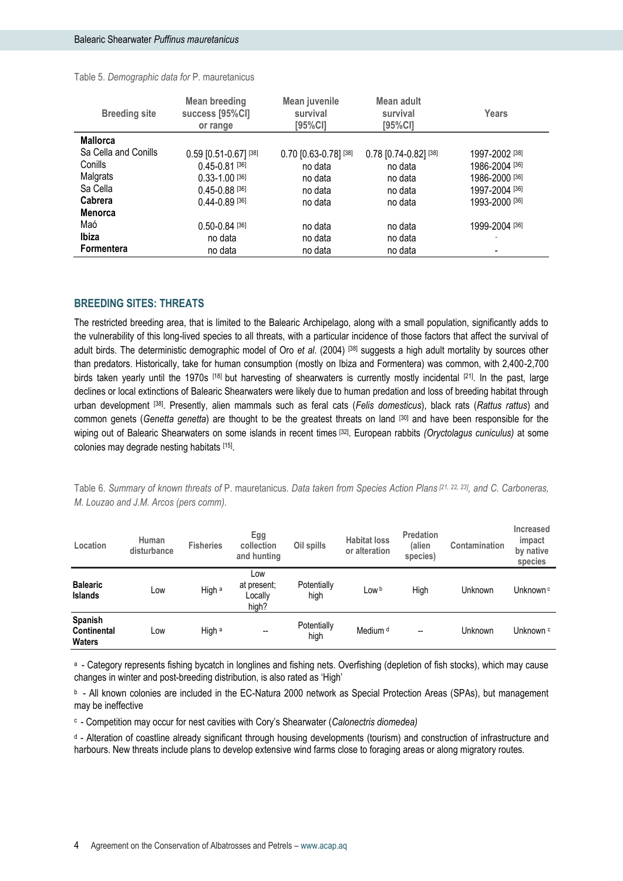Table 5. *Demographic data for* P. mauretanicus

| Breeding site | Mean breeding success [95%CI] or range | Mean juvenile survival [95%CI] | Mean adult survival [95%CI] | Years |
|---|---|---|---|---|
| **Mallorca** | | | | |
| Sa Cella and Conills | 0.59 [0.51-0.67] [38] | 0.70 [0.63-0.78] [38] | 0.78 [0.74-0.82] [38] | 1997-2002 [38] |
| Conills | 0.45-0.81 [36] | no data | no data | 1986-2004 [36] |
| Malgrats | 0.33-1.00 [36] | no data | no data | 1986-2000 [36] |
| Sa Cella | 0.45-0.88 [36] | no data | no data | 1997-2004 [36] |
| **Cabrera** | 0.44-0.89 [36] | no data | no data | 1993-2000 [36] |
| **Menorca** | | | | |
| Maó | 0.50-0.84 [36] | no data | no data | 1999-2004 [36] |
| **Ibiza** | no data | no data | no data | - |
| **Formentera** | no data | no data | no data | - |

## BREEDING SITES: THREATS

The restricted breeding area, that is limited to the Balearic Archipelago, along with a small population, significantly adds to the vulnerability of this long-lived species to all threats, with a particular incidence of those factors that affect the survival of adult birds. The deterministic demographic model of Oro *et al*. (2004) [38] suggests a high adult mortality by sources other than predators. Historically, take for human consumption (mostly on Ibiza and Formentera) was common, with 2,400-2,700 birds taken yearly until the 1970s [18] but harvesting of shearwaters is currently mostly incidental [21]. In the past, large declines or local extinctions of Balearic Shearwaters were likely due to human predation and loss of breeding habitat through urban development [38]. Presently, alien mammals such as feral cats (*Felis domesticus*), black rats (*Rattus rattus*) and common genets (*Genetta genetta*) are thought to be the greatest threats on land [30] and have been responsible for the wiping out of Balearic Shearwaters on some islands in recent times [32]. European rabbits *(Oryctolagus cuniculus)* at some colonies may degrade nesting habitats [15].

Table 6. *Summary of known threats of* P. mauretanicus*. Data taken from Species Action Plans [21, 22, 23], and C. Carboneras, M. Louzao and J.M. Arcos (pers comm).*

| Location | Human disturbance | Fisheries | Egg collection and hunting | Oil spills | Habitat loss or alteration | Predation (alien species) | Contamination | Increased impact by native species |
|---|---|---|---|---|---|---|---|---|
| **Balearic Islands** | Low | High [a] | Low at present; Locally high? | Potentially high | Low [b] | High | Unknown | Unknown [c] |
| **Spanish Continental Waters** | Low | High [a] | -- | Potentially high | Medium [d] | -- | Unknown | Unknown [c] |

[a] - Category represents fishing bycatch in longlines and fishing nets. Overfishing (depletion of fish stocks), which may cause changes in winter and post-breeding distribution, is also rated as 'High'

[b] - All known colonies are included in the EC-Natura 2000 network as Special Protection Areas (SPAs), but management may be ineffective

[c] - Competition may occur for nest cavities with Cory's Shearwater (*Calonectris diomedea)*

[d] - Alteration of coastline already significant through housing developments (tourism) and construction of infrastructure and harbours. New threats include plans to develop extensive wind farms close to foraging areas or along migratory routes.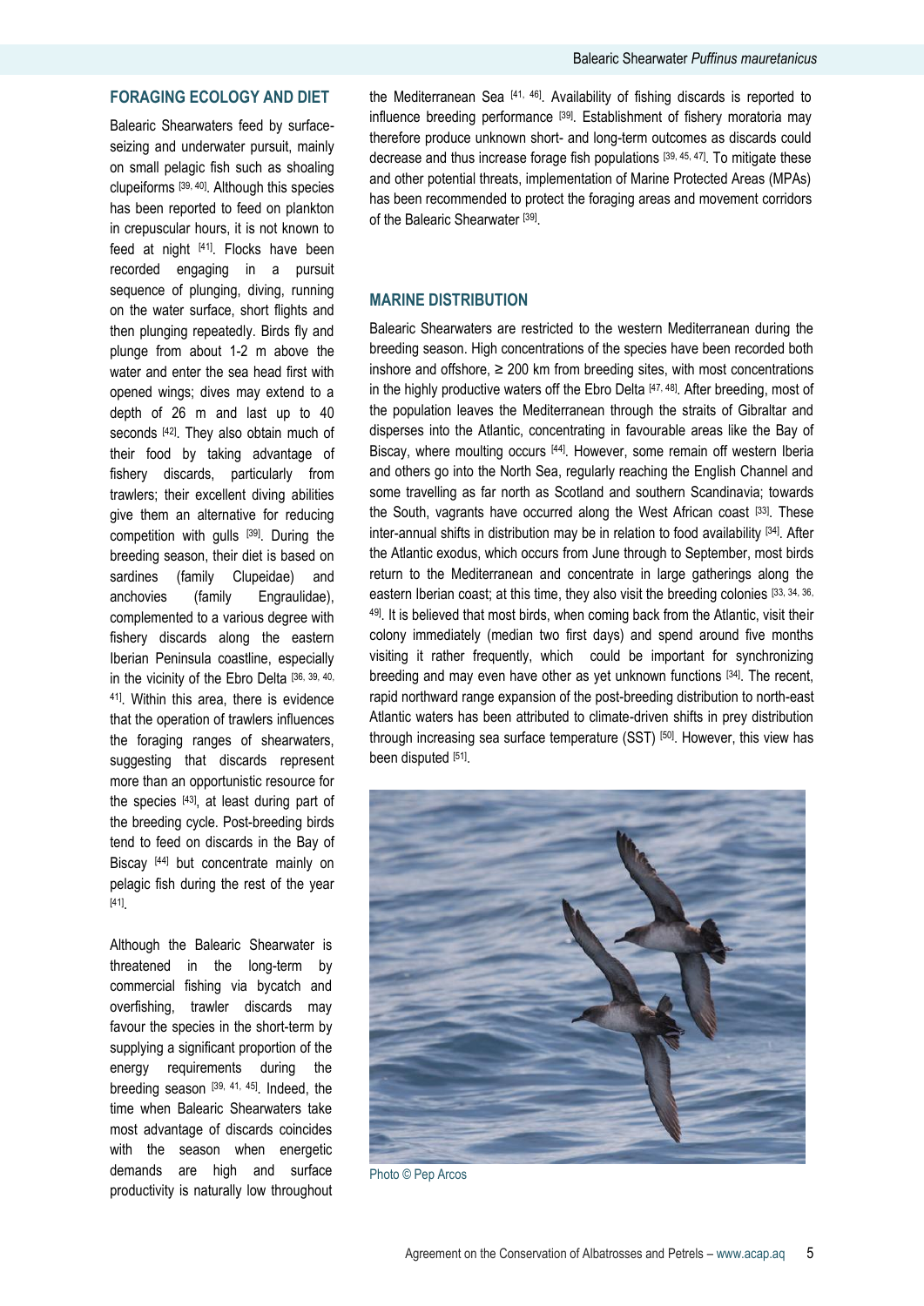## FORAGING ECOLOGY AND DIET

Balearic Shearwaters feed by surface-seizing and underwater pursuit, mainly on small pelagic fish such as shoaling clupeiforms [39, 40]. Although this species has been reported to feed on plankton in crepuscular hours, it is not known to feed at night [41]. Flocks have been recorded engaging in a pursuit sequence of plunging, diving, running on the water surface, short flights and then plunging repeatedly. Birds fly and plunge from about 1-2 m above the water and enter the sea head first with opened wings; dives may extend to a depth of 26 m and last up to 40 seconds [42]. They also obtain much of their food by taking advantage of fishery discards, particularly from trawlers; their excellent diving abilities give them an alternative for reducing competition with gulls [39]. During the breeding season, their diet is based on sardines (family Clupeidae) and anchovies (family Engraulidae), complemented to a various degree with fishery discards along the eastern Iberian Peninsula coastline, especially in the vicinity of the Ebro Delta [36, 39, 40, 41]. Within this area, there is evidence that the operation of trawlers influences the foraging ranges of shearwaters, suggesting that discards represent more than an opportunistic resource for the species [43], at least during part of the breeding cycle. Post-breeding birds tend to feed on discards in the Bay of Biscay [44] but concentrate mainly on pelagic fish during the rest of the year [41].

Although the Balearic Shearwater is threatened in the long-term by commercial fishing via bycatch and overfishing, trawler discards may favour the species in the short-term by supplying a significant proportion of the energy requirements during the breeding season [39, 41, 45]. Indeed, the time when Balearic Shearwaters take most advantage of discards coincides with the season when energetic demands are high and surface productivity is naturally low throughout the Mediterranean Sea [41, 46]. Availability of fishing discards is reported to influence breeding performance [39]. Establishment of fishery moratoria may therefore produce unknown short- and long-term outcomes as discards could decrease and thus increase forage fish populations [39, 45, 47]. To mitigate these and other potential threats, implementation of Marine Protected Areas (MPAs) has been recommended to protect the foraging areas and movement corridors of the Balearic Shearwater [39].

## MARINE DISTRIBUTION

Balearic Shearwaters are restricted to the western Mediterranean during the breeding season. High concentrations of the species have been recorded both inshore and offshore, ≥ 200 km from breeding sites, with most concentrations in the highly productive waters off the Ebro Delta [47, 48]. After breeding, most of the population leaves the Mediterranean through the straits of Gibraltar and disperses into the Atlantic, concentrating in favourable areas like the Bay of Biscay, where moulting occurs [44]. However, some remain off western Iberia and others go into the North Sea, regularly reaching the English Channel and some travelling as far north as Scotland and southern Scandinavia; towards the South, vagrants have occurred along the West African coast [33]. These inter-annual shifts in distribution may be in relation to food availability [34]. After the Atlantic exodus, which occurs from June through to September, most birds return to the Mediterranean and concentrate in large gatherings along the eastern Iberian coast; at this time, they also visit the breeding colonies [33, 34, 36, 49]. It is believed that most birds, when coming back from the Atlantic, visit their colony immediately (median two first days) and spend around five months visiting it rather frequently, which could be important for synchronizing breeding and may even have other as yet unknown functions [34]. The recent, rapid northward range expansion of the post-breeding distribution to north-east Atlantic waters has been attributed to climate-driven shifts in prey distribution through increasing sea surface temperature (SST) [50]. However, this view has been disputed [51].

Photo © Pep Arcos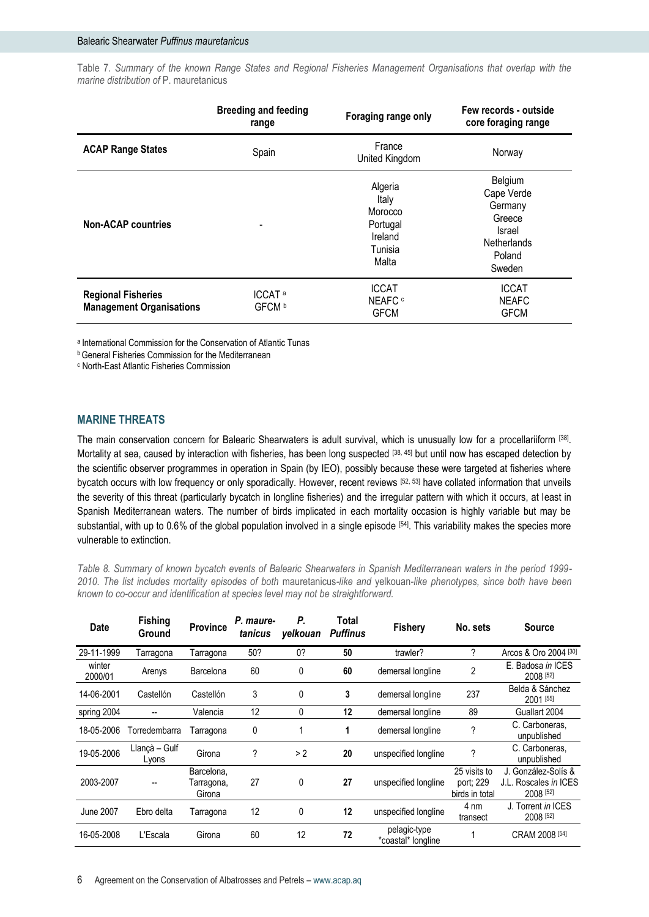Table 7. *Summary of the known Range States and Regional Fisheries Management Organisations that overlap with the marine distribution of* P. mauretanicus

| | Breeding and feeding range | Foraging range only | Few records - outside core foraging range |
|---|---|---|---|
| **ACAP Range States** | Spain | France<br>United Kingdom | Norway |
| **Non-ACAP countries** | - | Algeria<br>Italy<br>Morocco<br>Portugal<br>Ireland<br>Tunisia<br>Malta | Belgium<br>Cape Verde<br>Germany<br>Greece<br>Israel<br>Netherlands<br>Poland<br>Sweden |
| **Regional Fisheries Management Organisations** | ICCAT [a]<br>GFCM [b] | ICCAT<br>NEAFC [c]<br>GFCM | ICCAT<br>NEAFC<br>GFCM |

[a] International Commission for the Conservation of Atlantic Tunas

[b] General Fisheries Commission for the Mediterranean

[c] North-East Atlantic Fisheries Commission

## MARINE THREATS

The main conservation concern for Balearic Shearwaters is adult survival, which is unusually low for a procellariiform [38]. Mortality at sea, caused by interaction with fisheries, has been long suspected [38, 45] but until now has escaped detection by the scientific observer programmes in operation in Spain (by IEO), possibly because these were targeted at fisheries where bycatch occurs with low frequency or only sporadically. However, recent reviews [52, 53] have collated information that unveils the severity of this threat (particularly bycatch in longline fisheries) and the irregular pattern with which it occurs, at least in Spanish Mediterranean waters. The number of birds implicated in each mortality occasion is highly variable but may be substantial, with up to 0.6% of the global population involved in a single episode [54]. This variability makes the species more vulnerable to extinction.

*Table 8. Summary of known bycatch events of Balearic Shearwaters in Spanish Mediterranean waters in the period 1999-2010. The list includes mortality episodes of both* mauretanicus*-like and* yelkouan*-like phenotypes, since both have been known to co-occur and identification at species level may not be straightforward.*

| Date | Fishing Ground | Province | *P. mauretanicus* | *P. yelkouan* | Total *Puffinus* | Fishery | No. sets | Source |
|---|---|---|---|---|---|---|---|---|
| 29-11-1999 | Tarragona | Tarragona | 50? | 0? | **50** | trawler? | ? | Arcos & Oro 2004 [30] |
| winter 2000/01 | Arenys | Barcelona | 60 | 0 | **60** | demersal longline | 2 | E. Badosa *in* ICES 2008 [52] |
| 14-06-2001 | Castellón | Castellón | 3 | 0 | **3** | demersal longline | 237 | Belda & Sánchez 2001 [55] |
| spring 2004 | -- | Valencia | 12 | 0 | **12** | demersal longline | 89 | Guallart 2004 |
| 18-05-2006 | Torredembarra | Tarragona | 0 | 1 | **1** | demersal longline | ? | C. Carboneras, unpublished |
| 19-05-2006 | Llançà – Gulf Lyons | Girona | ? | > 2 | **20** | unspecified longline | ? | C. Carboneras, unpublished |
| 2003-2007 | -- | Barcelona, Tarragona, Girona | 27 | 0 | **27** | unspecified longline | 25 visits to port; 229 birds in total | J. González-Solís & J.L. Roscales *in* ICES 2008 [52] |
| June 2007 | Ebro delta | Tarragona | 12 | 0 | **12** | unspecified longline | 4 nm transect | J. Torrent *in* ICES 2008 [52] |
| 16-05-2008 | L'Escala | Girona | 60 | 12 | **72** | pelagic-type *coastal* longline | 1 | CRAM 2008 [54] |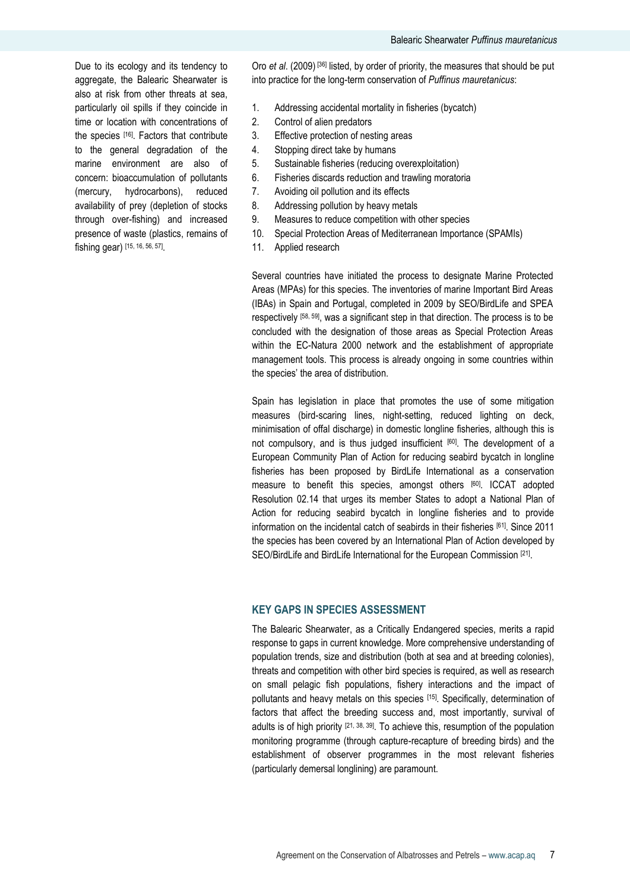Due to its ecology and its tendency to aggregate, the Balearic Shearwater is also at risk from other threats at sea, particularly oil spills if they coincide in time or location with concentrations of the species [16]. Factors that contribute to the general degradation of the marine environment are also of concern: bioaccumulation of pollutants (mercury, hydrocarbons), reduced availability of prey (depletion of stocks through over-fishing) and increased presence of waste (plastics, remains of fishing gear) [15, 16, 56, 57].

Oro *et al*. (2009) [36] listed, by order of priority, the measures that should be put into practice for the long-term conservation of *Puffinus mauretanicus*:

1. Addressing accidental mortality in fisheries (bycatch)
2. Control of alien predators
3. Effective protection of nesting areas
4. Stopping direct take by humans
5. Sustainable fisheries (reducing overexploitation)
6. Fisheries discards reduction and trawling moratoria
7. Avoiding oil pollution and its effects
8. Addressing pollution by heavy metals
9. Measures to reduce competition with other species
10. Special Protection Areas of Mediterranean Importance (SPAMIs)
11. Applied research

Several countries have initiated the process to designate Marine Protected Areas (MPAs) for this species. The inventories of marine Important Bird Areas (IBAs) in Spain and Portugal, completed in 2009 by SEO/BirdLife and SPEA respectively [58, 59], was a significant step in that direction. The process is to be concluded with the designation of those areas as Special Protection Areas within the EC-Natura 2000 network and the establishment of appropriate management tools. This process is already ongoing in some countries within the species' the area of distribution.

Spain has legislation in place that promotes the use of some mitigation measures (bird-scaring lines, night-setting, reduced lighting on deck, minimisation of offal discharge) in domestic longline fisheries, although this is not compulsory, and is thus judged insufficient [60]. The development of a European Community Plan of Action for reducing seabird bycatch in longline fisheries has been proposed by BirdLife International as a conservation measure to benefit this species, amongst others [60]. ICCAT adopted Resolution 02.14 that urges its member States to adopt a National Plan of Action for reducing seabird bycatch in longline fisheries and to provide information on the incidental catch of seabirds in their fisheries [61]. Since 2011 the species has been covered by an International Plan of Action developed by SEO/BirdLife and BirdLife International for the European Commission [21].

## KEY GAPS IN SPECIES ASSESSMENT

The Balearic Shearwater, as a Critically Endangered species, merits a rapid response to gaps in current knowledge. More comprehensive understanding of population trends, size and distribution (both at sea and at breeding colonies), threats and competition with other bird species is required, as well as research on small pelagic fish populations, fishery interactions and the impact of pollutants and heavy metals on this species [15]. Specifically, determination of factors that affect the breeding success and, most importantly, survival of adults is of high priority [21, 38, 39]. To achieve this, resumption of the population monitoring programme (through capture-recapture of breeding birds) and the establishment of observer programmes in the most relevant fisheries (particularly demersal longlining) are paramount.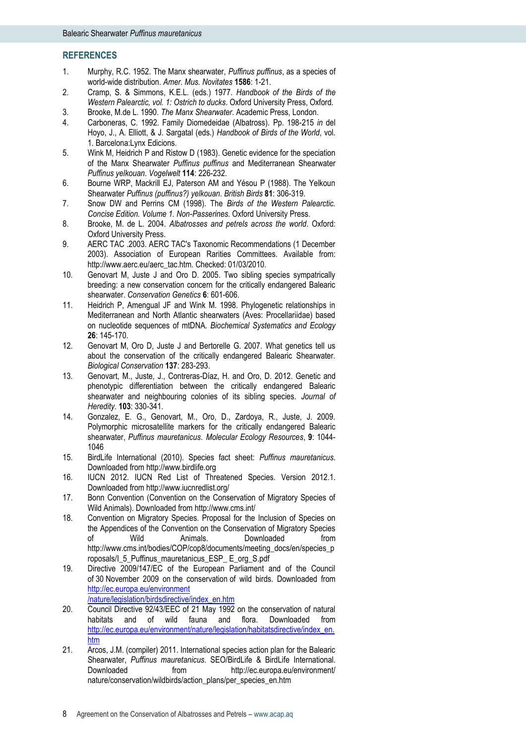## REFERENCES

1. Murphy, R.C. 1952. The Manx shearwater, *Puffinus puffinus*, as a species of world-wide distribution. *Amer. Mus. Novitates* **1586**: 1-21.
2. Cramp, S. & Simmons, K.E.L. (eds.) 1977. *Handbook of the Birds of the Western Palearctic, vol. 1: Ostrich to ducks*. Oxford University Press, Oxford.
3. Brooke, M.de L. 1990. *The Manx Shearwater*. Academic Press, London.
4. Carboneras, C. 1992. Family Diomedeidae (Albatross). Pp. 198-215 *in* del Hoyo, J., A. Elliott, & J. Sargatal (eds.) *Handbook of Birds of the World*, vol. 1. Barcelona:Lynx Edicions.
5. Wink M, Heidrich P and Ristow D (1983). Genetic evidence for the speciation of the Manx Shearwater *Puffinus puffinus* and Mediterranean Shearwater *Puffinus yelkouan*. *Vogelwelt* **114**: 226-232.
6. Bourne WRP, Mackrill EJ, Paterson AM and Yésou P (1988). The Yelkoun Shearwater *Puffinus (puffinus?) yelkouan*. *British Birds* **81**: 306-319.
7. Snow DW and Perrins CM (1998). The *Birds of the Western Palearctic. Concise Edition. Volume 1. Non-Passerines*. Oxford University Press.
8. Brooke, M. de L. 2004. *Albatrosses and petrels across the world*. Oxford: Oxford University Press.
9. AERC TAC .2003. AERC TAC's Taxonomic Recommendations (1 December 2003). Association of European Rarities Committees. Available from: http://www.aerc.eu/aerc_tac.htm. Checked: 01/03/2010.
10. Genovart M, Juste J and Oro D. 2005. Two sibling species sympatrically breeding: a new conservation concern for the critically endangered Balearic shearwater. *Conservation Genetics* **6**: 601-606.
11. Heidrich P, Amengual JF and Wink M. 1998. Phylogenetic relationships in Mediterranean and North Atlantic shearwaters (Aves: Procellariidae) based on nucleotide sequences of mtDNA. *Biochemical Systematics and Ecology* **26**: 145-170.
12. Genovart M, Oro D, Juste J and Bertorelle G. 2007. What genetics tell us about the conservation of the critically endangered Balearic Shearwater. *Biological Conservation* **137**: 283-293.
13. Genovart, M., Juste, J., Contreras-Díaz, H. and Oro, D. 2012. Genetic and phenotypic differentiation between the critically endangered Balearic shearwater and neighbouring colonies of its sibling species. *Journal of Heredity*. **103**: 330-341.
14. Gonzalez, E. G., Genovart, M., Oro, D., Zardoya, R., Juste, J. 2009. Polymorphic microsatellite markers for the critically endangered Balearic shearwater, *Puffinus mauretanicus*. *Molecular Ecology Resources*, **9**: 1044-1046
15. BirdLife International (2010). Species fact sheet: *Puffinus mauretanicus*. Downloaded from http://www.birdlife.org
16. IUCN 2012. IUCN Red List of Threatened Species. Version 2012.1. Downloaded from http://www.iucnredlist.org/
17. Bonn Convention (Convention on the Conservation of Migratory Species of Wild Animals). Downloaded from http://www.cms.int/
18. Convention on Migratory Species. Proposal for the Inclusion of Species on the Appendices of the Convention on the Conservation of Migratory Species of Wild Animals. Downloaded from http://www.cms.int/bodies/COP/cop8/documents/meeting_docs/en/species_proposals/I_5_Puffinus_mauretanicus_ESP_ E_org_S.pdf
19. Directive 2009/147/EC of the European Parliament and of the Council of 30 November 2009 on the conservation of wild birds. Downloaded from http://ec.europa.eu/environment/nature/legislation/birdsdirective/index_en.htm
20. Council Directive 92/43/EEC of 21 May 1992 on the conservation of natural habitats and of wild fauna and flora. Downloaded from http://ec.europa.eu/environment/nature/legislation/habitatsdirective/index_en.htm
21. Arcos, J.M. (compiler) 2011. International species action plan for the Balearic Shearwater, *Puffinus mauretanicus*. SEO/BirdLife & BirdLife International. Downloaded from http://ec.europa.eu/environment/nature/conservation/wildbirds/action_plans/per_species_en.htm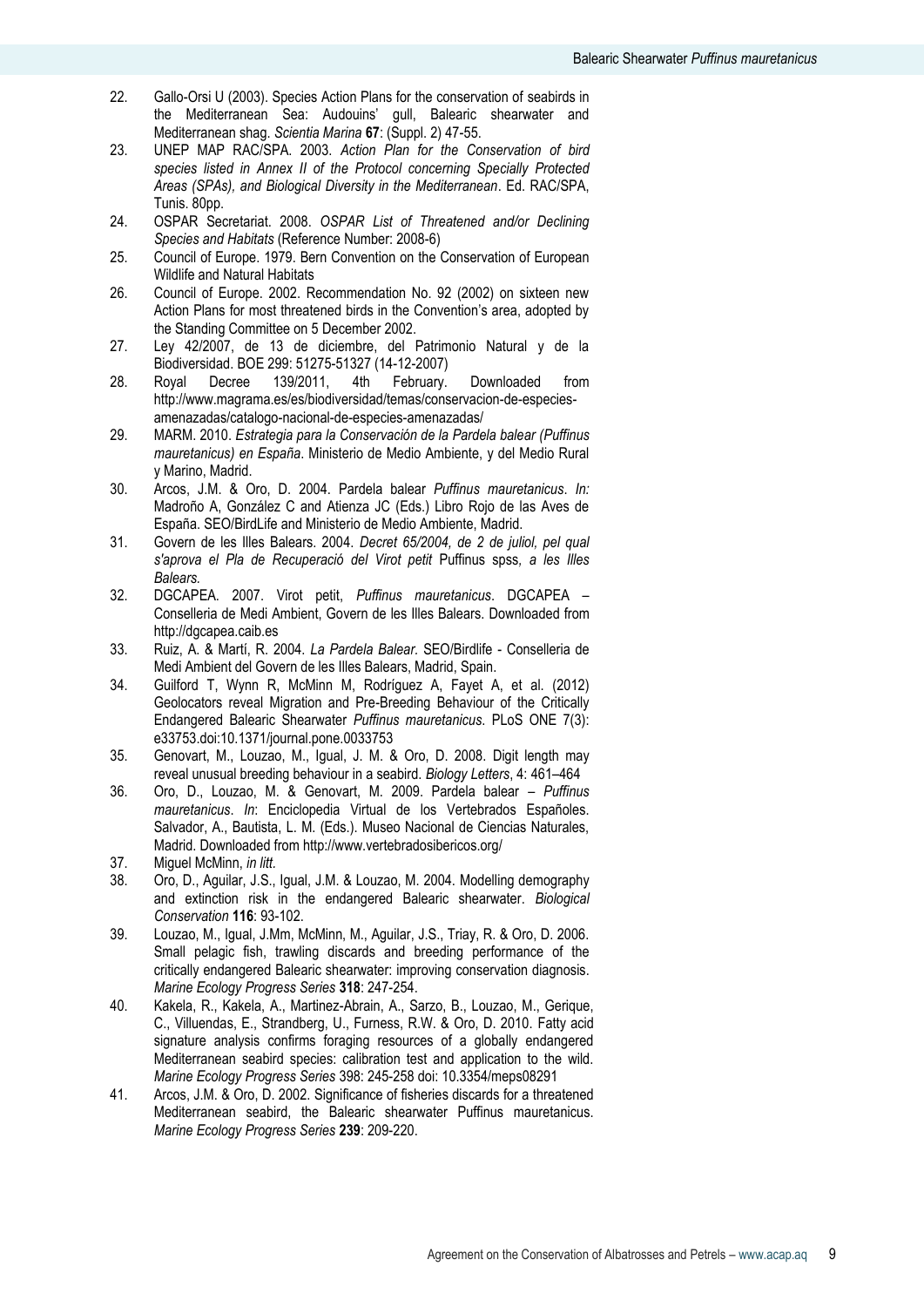22. Gallo-Orsi U (2003). Species Action Plans for the conservation of seabirds in the Mediterranean Sea: Audouins' gull, Balearic shearwater and Mediterranean shag. *Scientia Marina* **67**: (Suppl. 2) 47-55.
23. UNEP MAP RAC/SPA. 2003. *Action Plan for the Conservation of bird species listed in Annex II of the Protocol concerning Specially Protected Areas (SPAs), and Biological Diversity in the Mediterranean*. Ed. RAC/SPA, Tunis. 80pp.
24. OSPAR Secretariat. 2008. *OSPAR List of Threatened and/or Declining Species and Habitats* (Reference Number: 2008-6)
25. Council of Europe. 1979. Bern Convention on the Conservation of European Wildlife and Natural Habitats
26. Council of Europe. 2002. Recommendation No. 92 (2002) on sixteen new Action Plans for most threatened birds in the Convention's area, adopted by the Standing Committee on 5 December 2002.
27. Ley 42/2007, de 13 de diciembre, del Patrimonio Natural y de la Biodiversidad. BOE 299: 51275-51327 (14-12-2007)
28. Royal Decree 139/2011, 4th February. Downloaded from http://www.magrama.es/es/biodiversidad/temas/conservacion-de-especies-amenazadas/catalogo-nacional-de-especies-amenazadas/
29. MARM. 2010. *Estrategia para la Conservación de la Pardela balear (Puffinus mauretanicus) en España*. Ministerio de Medio Ambiente, y del Medio Rural y Marino, Madrid.
30. Arcos, J.M. & Oro, D. 2004. Pardela balear *Puffinus mauretanicus*. *In:* Madroño A, González C and Atienza JC (Eds.) Libro Rojo de las Aves de España. SEO/BirdLife and Ministerio de Medio Ambiente, Madrid.
31. Govern de les Illes Balears. 2004. *Decret 65/2004, de 2 de juliol, pel qual s'aprova el Pla de Recuperació del Virot petit* Puffinus spss*, a les Illes Balears.*
32. DGCAPEA. 2007. Virot petit, *Puffinus mauretanicus*. DGCAPEA – Conselleria de Medi Ambient, Govern de les Illes Balears. Downloaded from http://dgcapea.caib.es
33. Ruiz, A. & Martí, R. 2004. *La Pardela Balear*. SEO/Birdlife - Conselleria de Medi Ambient del Govern de les Illes Balears, Madrid, Spain.
34. Guilford T, Wynn R, McMinn M, Rodríguez A, Fayet A, et al. (2012) Geolocators reveal Migration and Pre-Breeding Behaviour of the Critically Endangered Balearic Shearwater *Puffinus mauretanicus*. PLoS ONE 7(3): e33753.doi:10.1371/journal.pone.0033753
35. Genovart, M., Louzao, M., Igual, J. M. & Oro, D. 2008. Digit length may reveal unusual breeding behaviour in a seabird. *Biology Letters*, 4: 461–464
36. Oro, D., Louzao, M. & Genovart, M. 2009. Pardela balear – *Puffinus mauretanicus*. *In*: Enciclopedia Virtual de los Vertebrados Españoles. Salvador, A., Bautista, L. M. (Eds.). Museo Nacional de Ciencias Naturales, Madrid. Downloaded from http://www.vertebradosibericos.org/
37. Miguel McMinn, *in litt.*
38. Oro, D., Aguilar, J.S., Igual, J.M. & Louzao, M. 2004. Modelling demography and extinction risk in the endangered Balearic shearwater. *Biological Conservation* **116**: 93-102.
39. Louzao, M., Igual, J.Mm, McMinn, M., Aguilar, J.S., Triay, R. & Oro, D. 2006. Small pelagic fish, trawling discards and breeding performance of the critically endangered Balearic shearwater: improving conservation diagnosis. *Marine Ecology Progress Series* **318**: 247-254.
40. Kakela, R., Kakela, A., Martinez-Abrain, A., Sarzo, B., Louzao, M., Gerique, C., Villuendas, E., Strandberg, U., Furness, R.W. & Oro, D. 2010. Fatty acid signature analysis confirms foraging resources of a globally endangered Mediterranean seabird species: calibration test and application to the wild. *Marine Ecology Progress Series* 398: 245-258 doi: 10.3354/meps08291
41. Arcos, J.M. & Oro, D. 2002. Significance of fisheries discards for a threatened Mediterranean seabird, the Balearic shearwater Puffinus mauretanicus. *Marine Ecology Progress Series* **239**: 209-220.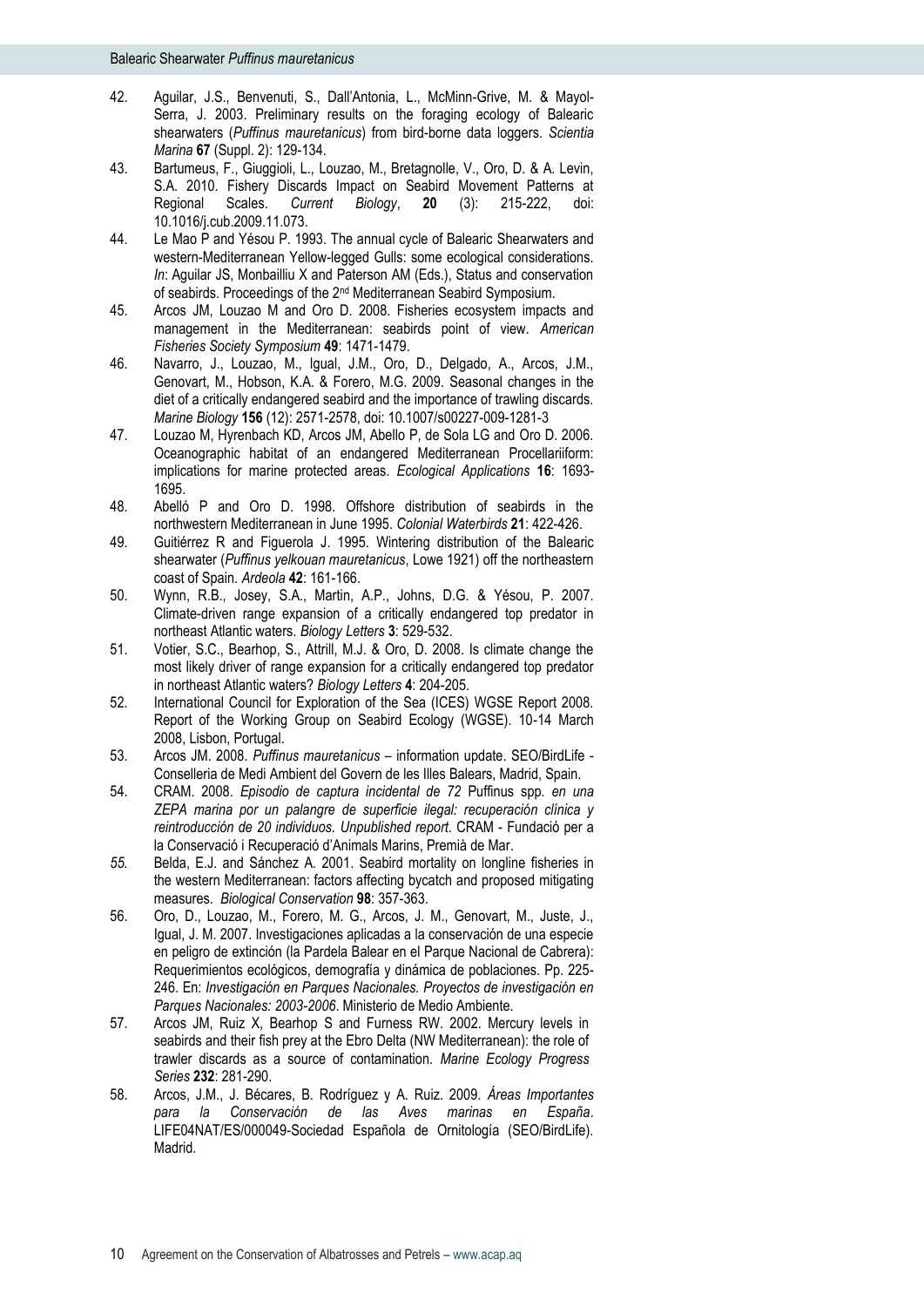42. Aguilar, J.S., Benvenuti, S., Dall'Antonia, L., McMinn-Grive, M. & Mayol-Serra, J. 2003. Preliminary results on the foraging ecology of Balearic shearwaters (*Puffinus mauretanicus*) from bird-borne data loggers. *Scientia Marina* **67** (Suppl. 2): 129-134.
43. Bartumeus, F., Giuggioli, L., Louzao, M., Bretagnolle, V., Oro, D. & A. Levin, S.A. 2010. Fishery Discards Impact on Seabird Movement Patterns at Regional Scales. *Current Biology*, **20** (3): 215-222, doi: 10.1016/j.cub.2009.11.073.
44. Le Mao P and Yésou P. 1993. The annual cycle of Balearic Shearwaters and western-Mediterranean Yellow-legged Gulls: some ecological considerations. *In*: Aguilar JS, Monbailliu X and Paterson AM (Eds.), Status and conservation of seabirds. Proceedings of the 2nd Mediterranean Seabird Symposium.
45. Arcos JM, Louzao M and Oro D. 2008. Fisheries ecosystem impacts and management in the Mediterranean: seabirds point of view. *American Fisheries Society Symposium* **49**: 1471-1479.
46. Navarro, J., Louzao, M., Igual, J.M., Oro, D., Delgado, A., Arcos, J.M., Genovart, M., Hobson, K.A. & Forero, M.G. 2009. Seasonal changes in the diet of a critically endangered seabird and the importance of trawling discards. *Marine Biology* **156** (12): 2571-2578, doi: 10.1007/s00227-009-1281-3
47. Louzao M, Hyrenbach KD, Arcos JM, Abello P, de Sola LG and Oro D. 2006. Oceanographic habitat of an endangered Mediterranean Procellariiform: implications for marine protected areas. *Ecological Applications* **16**: 1693-1695.
48. Abelló P and Oro D. 1998. Offshore distribution of seabirds in the northwestern Mediterranean in June 1995. *Colonial Waterbirds* **21**: 422-426.
49. Guitiérrez R and Figuerola J. 1995. Wintering distribution of the Balearic shearwater (*Puffinus yelkouan mauretanicus*, Lowe 1921) off the northeastern coast of Spain. *Ardeola* **42**: 161-166.
50. Wynn, R.B., Josey, S.A., Martin, A.P., Johns, D.G. & Yésou, P. 2007. Climate-driven range expansion of a critically endangered top predator in northeast Atlantic waters. *Biology Letters* **3**: 529-532.
51. Votier, S.C., Bearhop, S., Attrill, M.J. & Oro, D. 2008. Is climate change the most likely driver of range expansion for a critically endangered top predator in northeast Atlantic waters? *Biology Letters* **4**: 204-205.
52. International Council for Exploration of the Sea (ICES) WGSE Report 2008. Report of the Working Group on Seabird Ecology (WGSE). 10-14 March 2008, Lisbon, Portugal.
53. Arcos JM. 2008. *Puffinus mauretanicus* – information update. SEO/BirdLife - Conselleria de Medi Ambient del Govern de les Illes Balears, Madrid, Spain.
54. CRAM. 2008. *Episodio de captura incidental de 72* Puffinus spp. *en una ZEPA marina por un palangre de superficie ilegal: recuperación clínica y reintroducción de 20 individuos. Unpublished report.* CRAM - Fundació per a la Conservació i Recuperació d'Animals Marins, Premià de Mar.
55. Belda, E.J. and Sánchez A. 2001. Seabird mortality on longline fisheries in the western Mediterranean: factors affecting bycatch and proposed mitigating measures. *Biological Conservation* **98**: 357-363.
56. Oro, D., Louzao, M., Forero, M. G., Arcos, J. M., Genovart, M., Juste, J., Igual, J. M. 2007. Investigaciones aplicadas a la conservación de una especie en peligro de extinción (la Pardela Balear en el Parque Nacional de Cabrera): Requerimientos ecológicos, demografía y dinámica de poblaciones. Pp. 225-246. En: *Investigación en Parques Nacionales. Proyectos de investigación en Parques Nacionales: 2003-2006*. Ministerio de Medio Ambiente.
57. Arcos JM, Ruiz X, Bearhop S and Furness RW. 2002. Mercury levels in seabirds and their fish prey at the Ebro Delta (NW Mediterranean): the role of trawler discards as a source of contamination. *Marine Ecology Progress Series* **232**: 281-290.
58. Arcos, J.M., J. Bécares, B. Rodríguez y A. Ruiz. 2009. *Áreas Importantes para la Conservación de las Aves marinas en España*. LIFE04NAT/ES/000049-Sociedad Española de Ornitología (SEO/BirdLife). Madrid.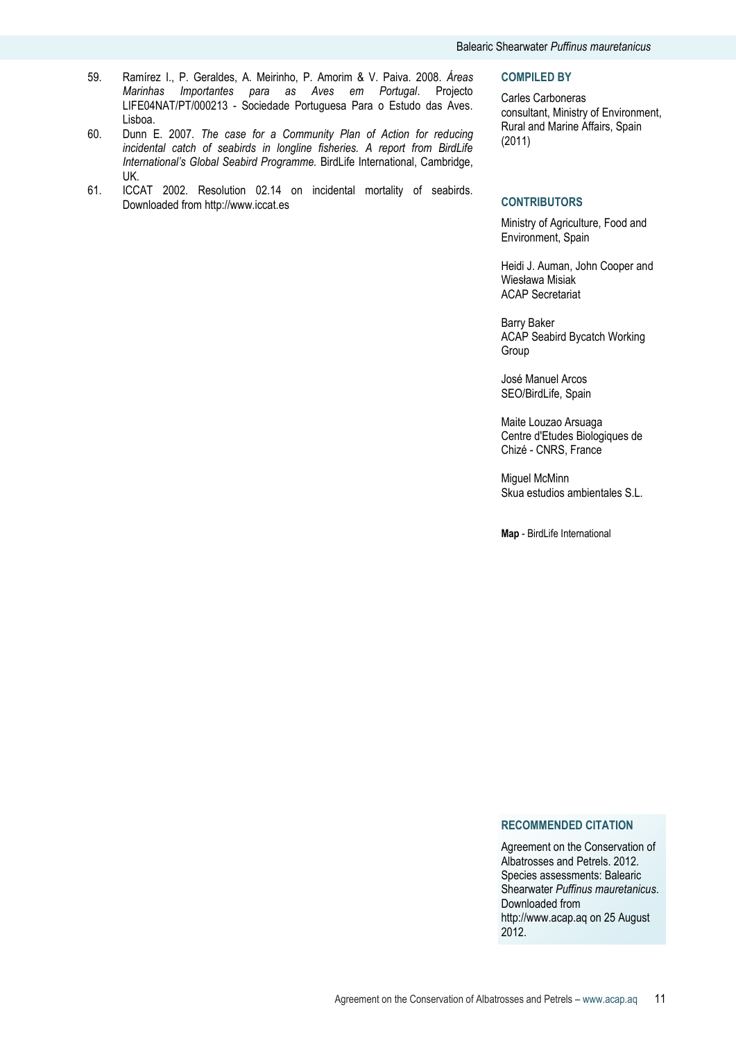59. Ramírez I., P. Geraldes, A. Meirinho, P. Amorim & V. Paiva. 2008. *Áreas Marinhas Importantes para as Aves em Portugal*. Projecto LIFE04NAT/PT/000213 - Sociedade Portuguesa Para o Estudo das Aves. Lisboa.
60. Dunn E. 2007. *The case for a Community Plan of Action for reducing incidental catch of seabirds in longline fisheries. A report from BirdLife International's Global Seabird Programme.* BirdLife International, Cambridge, UK.
61. ICCAT 2002. Resolution 02.14 on incidental mortality of seabirds. Downloaded from http://www.iccat.es

## COMPILED BY

Carles Carboneras
consultant, Ministry of Environment, Rural and Marine Affairs, Spain (2011)

## CONTRIBUTORS

Ministry of Agriculture, Food and Environment, Spain

Heidi J. Auman, John Cooper and Wiesława Misiak
ACAP Secretariat

Barry Baker
ACAP Seabird Bycatch Working Group

José Manuel Arcos
SEO/BirdLife, Spain

Maite Louzao Arsuaga
Centre d'Etudes Biologiques de Chizé - CNRS, France

Miguel McMinn
Skua estudios ambientales S.L.

**Map** - BirdLife International

## RECOMMENDED CITATION

Agreement on the Conservation of Albatrosses and Petrels. 2012. Species assessments: Balearic Shearwater *Puffinus mauretanicus*. Downloaded from http://www.acap.aq on 25 August 2012.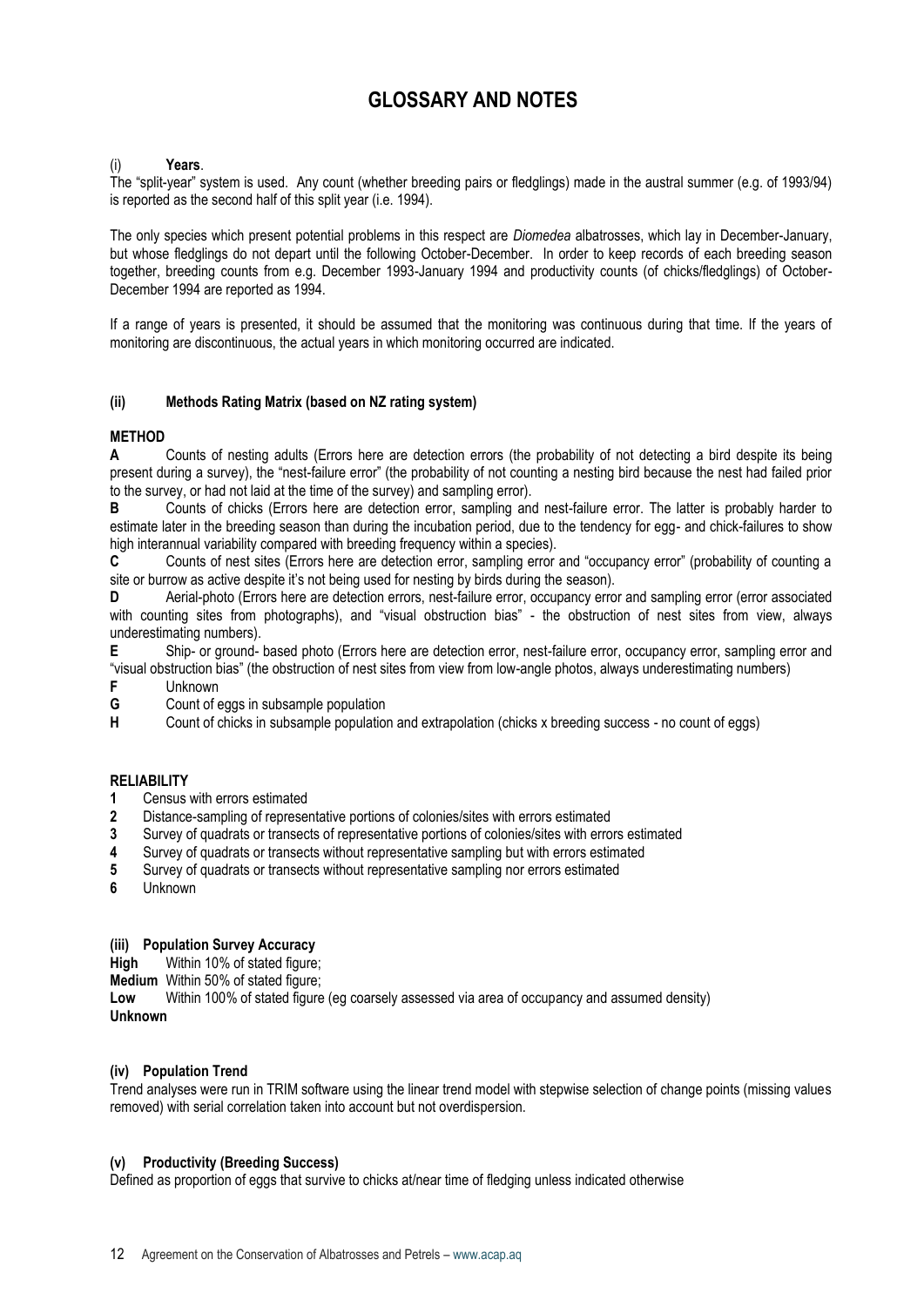# GLOSSARY AND NOTES

(i) **Years**.

The "split-year" system is used. Any count (whether breeding pairs or fledglings) made in the austral summer (e.g. of 1993/94) is reported as the second half of this split year (i.e. 1994).

The only species which present potential problems in this respect are *Diomedea* albatrosses, which lay in December-January, but whose fledglings do not depart until the following October-December. In order to keep records of each breeding season together, breeding counts from e.g. December 1993-January 1994 and productivity counts (of chicks/fledglings) of October-December 1994 are reported as 1994.

If a range of years is presented, it should be assumed that the monitoring was continuous during that time. If the years of monitoring are discontinuous, the actual years in which monitoring occurred are indicated.

### (ii) Methods Rating Matrix (based on NZ rating system)

**METHOD**

**A** Counts of nesting adults (Errors here are detection errors (the probability of not detecting a bird despite its being present during a survey), the "nest-failure error" (the probability of not counting a nesting bird because the nest had failed prior to the survey, or had not laid at the time of the survey) and sampling error).

**B** Counts of chicks (Errors here are detection error, sampling and nest-failure error. The latter is probably harder to estimate later in the breeding season than during the incubation period, due to the tendency for egg- and chick-failures to show high interannual variability compared with breeding frequency within a species).

**C** Counts of nest sites (Errors here are detection error, sampling error and "occupancy error" (probability of counting a site or burrow as active despite it's not being used for nesting by birds during the season).

**D** Aerial-photo (Errors here are detection errors, nest-failure error, occupancy error and sampling error (error associated with counting sites from photographs), and "visual obstruction bias" - the obstruction of nest sites from view, always underestimating numbers).

**E** Ship- or ground- based photo (Errors here are detection error, nest-failure error, occupancy error, sampling error and "visual obstruction bias" (the obstruction of nest sites from view from low-angle photos, always underestimating numbers)

**F** Unknown

**G** Count of eggs in subsample population

**H** Count of chicks in subsample population and extrapolation (chicks x breeding success - no count of eggs)

**RELIABILITY**

**1** Census with errors estimated

**2** Distance-sampling of representative portions of colonies/sites with errors estimated

**3** Survey of quadrats or transects of representative portions of colonies/sites with errors estimated

**4** Survey of quadrats or transects without representative sampling but with errors estimated

**5** Survey of quadrats or transects without representative sampling nor errors estimated

**6** Unknown

### (iii) Population Survey Accuracy

**High** Within 10% of stated figure;

**Medium** Within 50% of stated figure;

**Low** Within 100% of stated figure (eg coarsely assessed via area of occupancy and assumed density)

**Unknown**

### (iv) Population Trend

Trend analyses were run in TRIM software using the linear trend model with stepwise selection of change points (missing values removed) with serial correlation taken into account but not overdispersion.

### (v) Productivity (Breeding Success)

Defined as proportion of eggs that survive to chicks at/near time of fledging unless indicated otherwise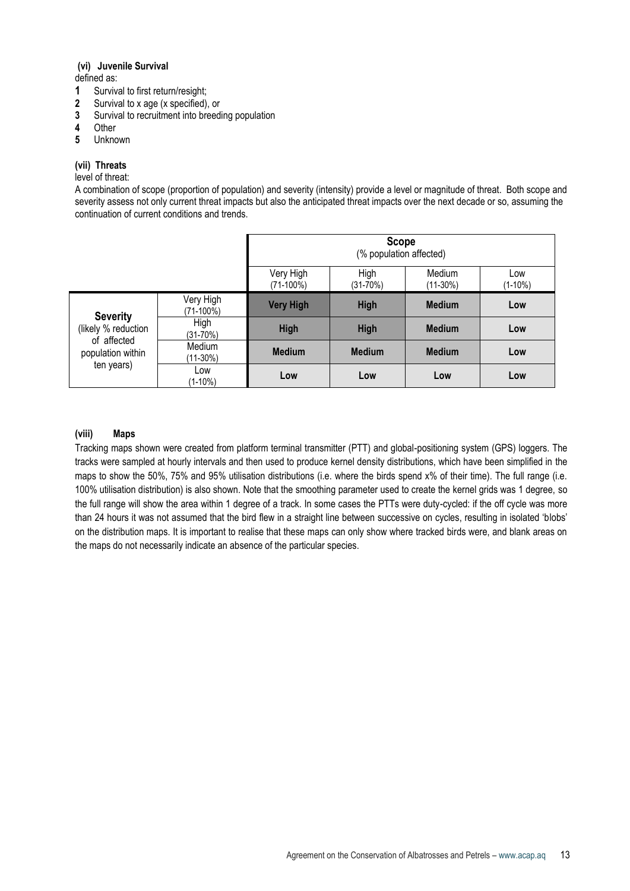**(vi) Juvenile Survival**

defined as:

**1** Survival to first return/resight;
**2** Survival to x age (x specified), or
**3** Survival to recruitment into breeding population
**4** Other
**5** Unknown

**(vii) Threats**

level of threat:

A combination of scope (proportion of population) and severity (intensity) provide a level or magnitude of threat. Both scope and severity assess not only current threat impacts but also the anticipated threat impacts over the next decade or so, assuming the continuation of current conditions and trends.

| | | **Scope** (% population affected) | | | |
|---|---|---|---|---|---|
| | | Very High (71-100%) | High (31-70%) | Medium (11-30%) | Low (1-10%) |
| **Severity** (likely % reduction of affected population within ten years) | Very High (71-100%) | **Very High** | **High** | **Medium** | **Low** |
| | High (31-70%) | **High** | **High** | **Medium** | **Low** |
| | Medium (11-30%) | **Medium** | **Medium** | **Medium** | **Low** |
| | Low (1-10%) | **Low** | **Low** | **Low** | **Low** |

**(viii) Maps**

Tracking maps shown were created from platform terminal transmitter (PTT) and global-positioning system (GPS) loggers. The tracks were sampled at hourly intervals and then used to produce kernel density distributions, which have been simplified in the maps to show the 50%, 75% and 95% utilisation distributions (i.e. where the birds spend x% of their time). The full range (i.e. 100% utilisation distribution) is also shown. Note that the smoothing parameter used to create the kernel grids was 1 degree, so the full range will show the area within 1 degree of a track. In some cases the PTTs were duty-cycled: if the off cycle was more than 24 hours it was not assumed that the bird flew in a straight line between successive on cycles, resulting in isolated 'blobs' on the distribution maps. It is important to realise that these maps can only show where tracked birds were, and blank areas on the maps do not necessarily indicate an absence of the particular species.